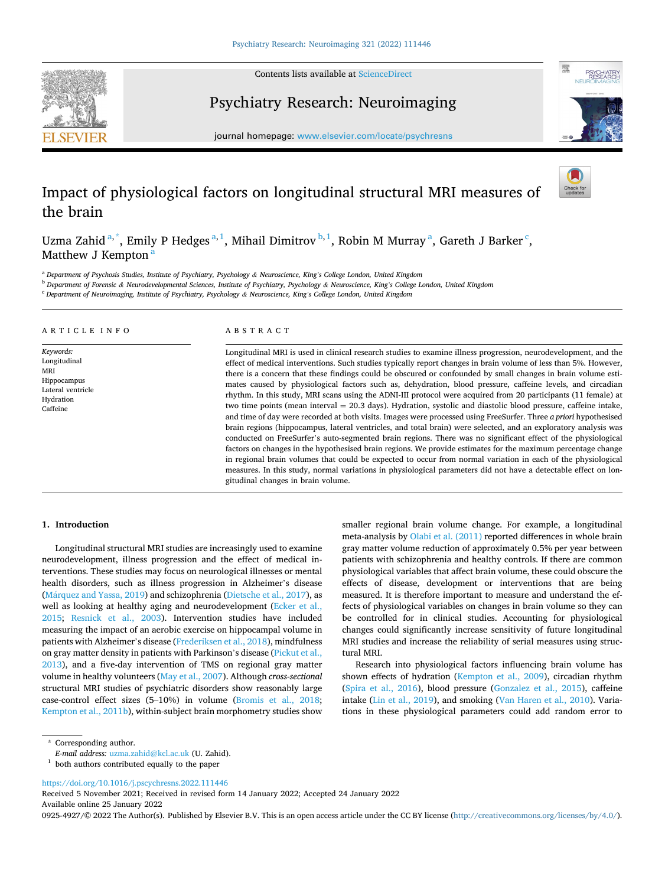# Impact of physiological factors on longitudinal structural MRI measures of the brain

Uzma Zahid [a,*], Emily P Hedges [a,1], Mihail Dimitrov [b,1], Robin M Murray [a], Gareth J Barker [c], Matthew J Kempton [a]

[a] Department of Psychosis Studies, Institute of Psychiatry, Psychology & Neuroscience, King's College London, United Kingdom
[b] Department of Forensic & Neurodevelopmental Sciences, Institute of Psychiatry, Psychology & Neuroscience, King's College London, United Kingdom
[c] Department of Neuroimaging, Institute of Psychiatry, Psychology & Neuroscience, King's College London, United Kingdom

## ARTICLE INFO

*Keywords:*
Longitudinal
MRI
Hippocampus
Lateral ventricle
Hydration
Caffeine

## ABSTRACT

Longitudinal MRI is used in clinical research studies to examine illness progression, neurodevelopment, and the effect of medical interventions. Such studies typically report changes in brain volume of less than 5%. However, there is a concern that these findings could be obscured or confounded by small changes in brain volume estimates caused by physiological factors such as, dehydration, blood pressure, caffeine levels, and circadian rhythm. In this study, MRI scans using the ADNI-III protocol were acquired from 20 participants (11 female) at two time points (mean interval = 20.3 days). Hydration, systolic and diastolic blood pressure, caffeine intake, and time of day were recorded at both visits. Images were processed using FreeSurfer. Three *a priori* hypothesised brain regions (hippocampus, lateral ventricles, and total brain) were selected, and an exploratory analysis was conducted on FreeSurfer's auto-segmented brain regions. There was no significant effect of the physiological factors on changes in the hypothesised brain regions. We provide estimates for the maximum percentage change in regional brain volumes that could be expected to occur from normal variation in each of the physiological measures. In this study, normal variations in physiological parameters did not have a detectable effect on longitudinal changes in brain volume.

## 1. Introduction

Longitudinal structural MRI studies are increasingly used to examine neurodevelopment, illness progression and the effect of medical interventions. These studies may focus on neurological illnesses or mental health disorders, such as illness progression in Alzheimer's disease (Márquez and Yassa, 2019) and schizophrenia (Dietsche et al., 2017), as well as looking at healthy aging and neurodevelopment (Ecker et al., 2015; Resnick et al., 2003). Intervention studies have included measuring the impact of an aerobic exercise on hippocampal volume in patients with Alzheimer's disease (Frederiksen et al., 2018), mindfulness on gray matter density in patients with Parkinson's disease (Pickut et al., 2013), and a five-day intervention of TMS on regional gray matter volume in healthy volunteers (May et al., 2007). Although *cross-sectional* structural MRI studies of psychiatric disorders show reasonably large case-control effect sizes (5–10%) in volume (Bromis et al., 2018; Kempton et al., 2011b), within-subject brain morphometry studies show smaller regional brain volume change. For example, a longitudinal meta-analysis by Olabi et al. (2011) reported differences in whole brain gray matter volume reduction of approximately 0.5% per year between patients with schizophrenia and healthy controls. If there are common physiological variables that affect brain volume, these could obscure the effects of disease, development or interventions that are being measured. It is therefore important to measure and understand the effects of physiological variables on changes in brain volume so they can be controlled for in clinical studies. Accounting for physiological changes could significantly increase sensitivity of future longitudinal MRI studies and increase the reliability of serial measures using structural MRI.

Research into physiological factors influencing brain volume has shown effects of hydration (Kempton et al., 2009), circadian rhythm (Spira et al., 2016), blood pressure (Gonzalez et al., 2015), caffeine intake (Lin et al., 2019), and smoking (Van Haren et al., 2010). Variations in these physiological parameters could add random error to

\* Corresponding author.
*E-mail address:* uzma.zahid@kcl.ac.uk (U. Zahid).
[1] both authors contributed equally to the paper

https://doi.org/10.1016/j.pscychresns.2022.111446
Received 5 November 2021; Received in revised form 14 January 2022; Accepted 24 January 2022
Available online 25 January 2022
0925-4927/© 2022 The Author(s). Published by Elsevier B.V. This is an open access article under the CC BY license (http://creativecommons.org/licenses/by/4.0/).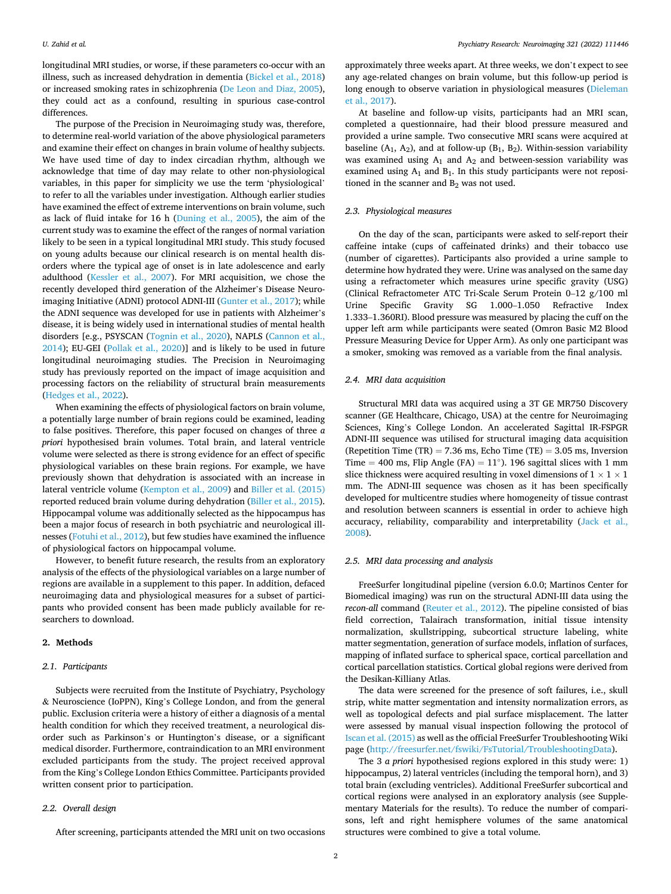longitudinal MRI studies, or worse, if these parameters co-occur with an illness, such as increased dehydration in dementia (Bickel et al., 2018) or increased smoking rates in schizophrenia (De Leon and Diaz, 2005), they could act as a confound, resulting in spurious case-control differences.

The purpose of the Precision in Neuroimaging study was, therefore, to determine real-world variation of the above physiological parameters and examine their effect on changes in brain volume of healthy subjects. We have used time of day to index circadian rhythm, although we acknowledge that time of day may relate to other non-physiological variables, in this paper for simplicity we use the term 'physiological' to refer to all the variables under investigation. Although earlier studies have examined the effect of extreme interventions on brain volume, such as lack of fluid intake for 16 h (Duning et al., 2005), the aim of the current study was to examine the effect of the ranges of normal variation likely to be seen in a typical longitudinal MRI study. This study focused on young adults because our clinical research is on mental health disorders where the typical age of onset is in late adolescence and early adulthood (Kessler et al., 2007). For MRI acquisition, we chose the recently developed third generation of the Alzheimer's Disease Neuroimaging Initiative (ADNI) protocol ADNI-III (Gunter et al., 2017); while the ADNI sequence was developed for use in patients with Alzheimer's disease, it is being widely used in international studies of mental health disorders [e.g., PSYSCAN (Tognin et al., 2020), NAPLS (Cannon et al., 2014); EU-GEI (Pollak et al., 2020)] and is likely to be used in future longitudinal neuroimaging studies. The Precision in Neuroimaging study has previously reported on the impact of image acquisition and processing factors on the reliability of structural brain measurements (Hedges et al., 2022).

When examining the effects of physiological factors on brain volume, a potentially large number of brain regions could be examined, leading to false positives. Therefore, this paper focused on changes of three *a priori* hypothesised brain volumes. Total brain, and lateral ventricle volume were selected as there is strong evidence for an effect of specific physiological variables on these brain regions. For example, we have previously shown that dehydration is associated with an increase in lateral ventricle volume (Kempton et al., 2009) and Biller et al. (2015) reported reduced brain volume during dehydration (Biller et al., 2015). Hippocampal volume was additionally selected as the hippocampus has been a major focus of research in both psychiatric and neurological illnesses (Fotuhi et al., 2012), but few studies have examined the influence of physiological factors on hippocampal volume.

However, to benefit future research, the results from an exploratory analysis of the effects of the physiological variables on a large number of regions are available in a supplement to this paper. In addition, defaced neuroimaging data and physiological measures for a subset of participants who provided consent has been made publicly available for researchers to download.

## 2. Methods

### 2.1. Participants

Subjects were recruited from the Institute of Psychiatry, Psychology & Neuroscience (IoPPN), King's College London, and from the general public. Exclusion criteria were a history of either a diagnosis of a mental health condition for which they received treatment, a neurological disorder such as Parkinson's or Huntington's disease, or a significant medical disorder. Furthermore, contraindication to an MRI environment excluded participants from the study. The project received approval from the King's College London Ethics Committee. Participants provided written consent prior to participation.

### 2.2. Overall design

After screening, participants attended the MRI unit on two occasions approximately three weeks apart. At three weeks, we don't expect to see any age-related changes on brain volume, but this follow-up period is long enough to observe variation in physiological measures (Dieleman et al., 2017).

At baseline and follow-up visits, participants had an MRI scan, completed a questionnaire, had their blood pressure measured and provided a urine sample. Two consecutive MRI scans were acquired at baseline ($A_1$, $A_2$), and at follow-up ($B_1$, $B_2$). Within-session variability was examined using $A_1$ and $A_2$ and between-session variability was examined using $A_1$ and $B_1$. In this study participants were not repositioned in the scanner and $B_2$ was not used.

### 2.3. Physiological measures

On the day of the scan, participants were asked to self-report their caffeine intake (cups of caffeinated drinks) and their tobacco use (number of cigarettes). Participants also provided a urine sample to determine how hydrated they were. Urine was analysed on the same day using a refractometer which measures urine specific gravity (USG) (Clinical Refractometer ATC Tri-Scale Serum Protein 0–12 g/100 ml Urine Specific Gravity SG 1.000–1.050 Refractive Index 1.333–1.360RI). Blood pressure was measured by placing the cuff on the upper left arm while participants were seated (Omron Basic M2 Blood Pressure Measuring Device for Upper Arm). As only one participant was a smoker, smoking was removed as a variable from the final analysis.

### 2.4. MRI data acquisition

Structural MRI data was acquired using a 3T GE MR750 Discovery scanner (GE Healthcare, Chicago, USA) at the centre for Neuroimaging Sciences, King's College London. An accelerated Sagittal IR-FSPGR ADNI-III sequence was utilised for structural imaging data acquisition (Repetition Time (TR) = 7.36 ms, Echo Time (TE) = 3.05 ms, Inversion Time = 400 ms, Flip Angle (FA) = 11°). 196 sagittal slices with 1 mm slice thickness were acquired resulting in voxel dimensions of 1 × 1 × 1 mm. The ADNI-III sequence was chosen as it has been specifically developed for multicentre studies where homogeneity of tissue contrast and resolution between scanners is essential in order to achieve high accuracy, reliability, comparability and interpretability (Jack et al., 2008).

### 2.5. MRI data processing and analysis

FreeSurfer longitudinal pipeline (version 6.0.0; Martinos Center for Biomedical imaging) was run on the structural ADNI-III data using the *recon-all* command (Reuter et al., 2012). The pipeline consisted of bias field correction, Talairach transformation, initial tissue intensity normalization, skullstripping, subcortical structure labeling, white matter segmentation, generation of surface models, inflation of surfaces, mapping of inflated surface to spherical space, cortical parcellation and cortical parcellation statistics. Cortical global regions were derived from the Desikan-Killiany Atlas.

The data were screened for the presence of soft failures, i.e., skull strip, white matter segmentation and intensity normalization errors, as well as topological defects and pial surface misplacement. The latter were assessed by manual visual inspection following the protocol of Iscan et al. (2015) as well as the official FreeSurfer Troubleshooting Wiki page (http://freesurfer.net/fswiki/FsTutorial/TroubleshootingData).

The 3 *a priori* hypothesised regions explored in this study were: 1) hippocampus, 2) lateral ventricles (including the temporal horn), and 3) total brain (excluding ventricles). Additional FreeSurfer subcortical and cortical regions were analysed in an exploratory analysis (see Supplementary Materials for the results). To reduce the number of comparisons, left and right hemisphere volumes of the same anatomical structures were combined to give a total volume.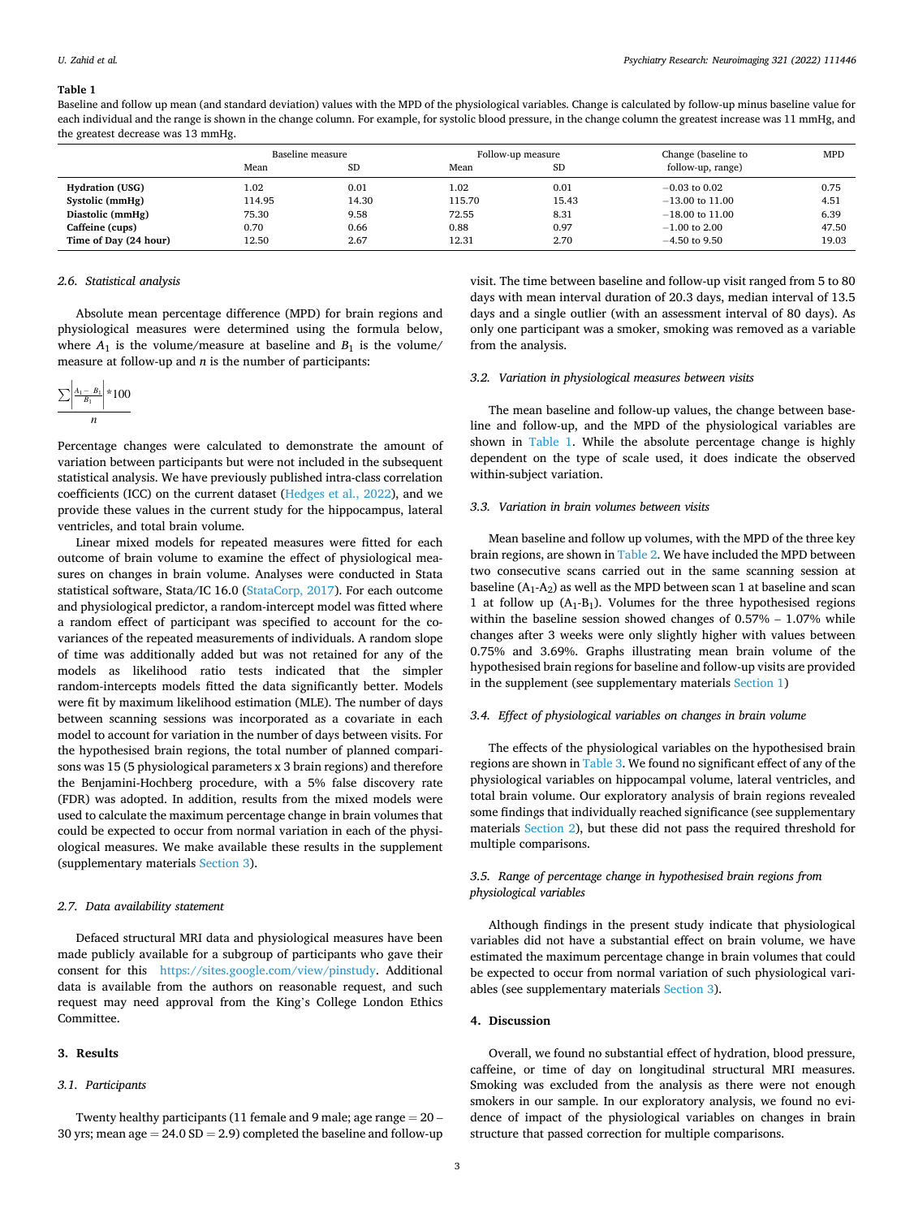**Table 1**

Baseline and follow up mean (and standard deviation) values with the MPD of the physiological variables. Change is calculated by follow-up minus baseline value for each individual and the range is shown in the change column. For example, for systolic blood pressure, in the change column the greatest increase was 11 mmHg, and the greatest decrease was 13 mmHg.

| | Baseline measure | | Follow-up measure | | Change (baseline to follow-up, range) | MPD |
|---|---|---|---|---|---|---|
| | Mean | SD | Mean | SD | | |
| **Hydration (USG)** | 1.02 | 0.01 | 1.02 | 0.01 | −0.03 to 0.02 | 0.75 |
| **Systolic (mmHg)** | 114.95 | 14.30 | 115.70 | 15.43 | −13.00 to 11.00 | 4.51 |
| **Diastolic (mmHg)** | 75.30 | 9.58 | 72.55 | 8.31 | −18.00 to 11.00 | 6.39 |
| **Caffeine (cups)** | 0.70 | 0.66 | 0.88 | 0.97 | −1.00 to 2.00 | 47.50 |
| **Time of Day (24 hour)** | 12.50 | 2.67 | 12.31 | 2.70 | −4.50 to 9.50 | 19.03 |

### 2.6. Statistical analysis

Absolute mean percentage difference (MPD) for brain regions and physiological measures were determined using the formula below, where $A_1$ is the volume/measure at baseline and $B_1$ is the volume/measure at follow-up and $n$ is the number of participants:

$$\frac{\sum\left|\frac{A_1 - B_1}{B_1}\right| * 100}{n}$$

Percentage changes were calculated to demonstrate the amount of variation between participants but were not included in the subsequent statistical analysis. We have previously published intra-class correlation coefficients (ICC) on the current dataset (Hedges et al., 2022), and we provide these values in the current study for the hippocampus, lateral ventricles, and total brain volume.

Linear mixed models for repeated measures were fitted for each outcome of brain volume to examine the effect of physiological measures on changes in brain volume. Analyses were conducted in Stata statistical software, Stata/IC 16.0 (StataCorp, 2017). For each outcome and physiological predictor, a random-intercept model was fitted where a random effect of participant was specified to account for the covariances of the repeated measurements of individuals. A random slope of time was additionally added but was not retained for any of the models as likelihood ratio tests indicated that the simpler random-intercepts models fitted the data significantly better. Models were fit by maximum likelihood estimation (MLE). The number of days between scanning sessions was incorporated as a covariate in each model to account for variation in the number of days between visits. For the hypothesised brain regions, the total number of planned comparisons was 15 (5 physiological parameters x 3 brain regions) and therefore the Benjamini-Hochberg procedure, with a 5% false discovery rate (FDR) was adopted. In addition, results from the mixed models were used to calculate the maximum percentage change in brain volumes that could be expected to occur from normal variation in each of the physiological measures. We make available these results in the supplement (supplementary materials Section 3).

### 2.7. Data availability statement

Defaced structural MRI data and physiological measures have been made publicly available for a subgroup of participants who gave their consent for this https://sites.google.com/view/pinstudy. Additional data is available from the authors on reasonable request, and such request may need approval from the King's College London Ethics Committee.

## 3. Results

### 3.1. Participants

Twenty healthy participants (11 female and 9 male; age range = 20 – 30 yrs; mean age = 24.0 SD = 2.9) completed the baseline and follow-up visit. The time between baseline and follow-up visit ranged from 5 to 80 days with mean interval duration of 20.3 days, median interval of 13.5 days and a single outlier (with an assessment interval of 80 days). As only one participant was a smoker, smoking was removed as a variable from the analysis.

### 3.2. Variation in physiological measures between visits

The mean baseline and follow-up values, the change between baseline and follow-up, and the MPD of the physiological variables are shown in Table 1. While the absolute percentage change is highly dependent on the type of scale used, it does indicate the observed within-subject variation.

### 3.3. Variation in brain volumes between visits

Mean baseline and follow up volumes, with the MPD of the three key brain regions, are shown in Table 2. We have included the MPD between two consecutive scans carried out in the same scanning session at baseline ($A_1$-$A_2$) as well as the MPD between scan 1 at baseline and scan 1 at follow up ($A_1$-$B_1$). Volumes for the three hypothesised regions within the baseline session showed changes of 0.57% – 1.07% while changes after 3 weeks were only slightly higher with values between 0.75% and 3.69%. Graphs illustrating mean brain volume of the hypothesised brain regions for baseline and follow-up visits are provided in the supplement (see supplementary materials Section 1)

### 3.4. Effect of physiological variables on changes in brain volume

The effects of the physiological variables on the hypothesised brain regions are shown in Table 3. We found no significant effect of any of the physiological variables on hippocampal volume, lateral ventricles, and total brain volume. Our exploratory analysis of brain regions revealed some findings that individually reached significance (see supplementary materials Section 2), but these did not pass the required threshold for multiple comparisons.

### 3.5. Range of percentage change in hypothesised brain regions from physiological variables

Although findings in the present study indicate that physiological variables did not have a substantial effect on brain volume, we have estimated the maximum percentage change in brain volumes that could be expected to occur from normal variation of such physiological variables (see supplementary materials Section 3).

## 4. Discussion

Overall, we found no substantial effect of hydration, blood pressure, caffeine, or time of day on longitudinal structural MRI measures. Smoking was excluded from the analysis as there were not enough smokers in our sample. In our exploratory analysis, we found no evidence of impact of the physiological variables on changes in brain structure that passed correction for multiple comparisons.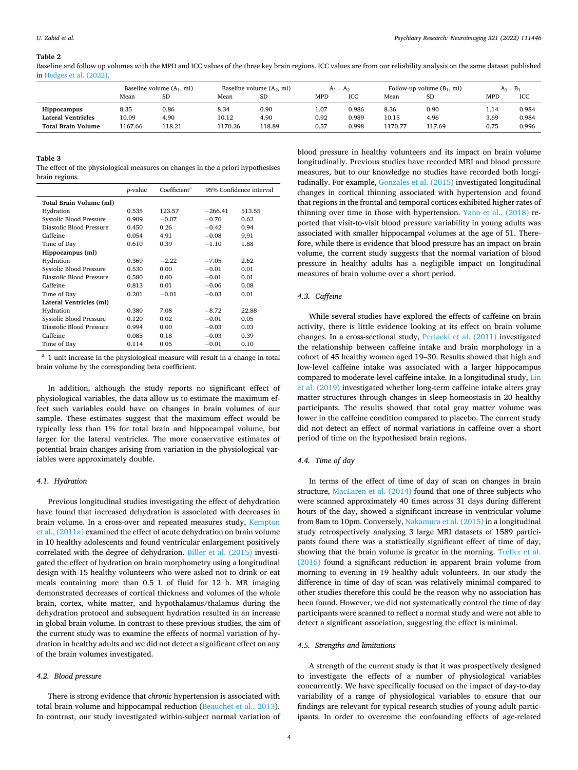**Table 2**

Baseline and follow up volumes with the MPD and ICC values of the three key brain regions. ICC values are from our reliability analysis on the same dataset published in Hedges et al. (2022).

| | Baseline volume ($A_1$, ml) | | Baseline volume ($A_2$, ml) | | $A_1 - A_2$ | | Follow-up volume ($B_1$, ml) | | $A_1 - B_1$ | |
|---|---|---|---|---|---|---|---|---|---|---|
| | Mean | SD | Mean | SD | MPD | ICC | Mean | SD | MPD | ICC |
| **Hippocampus** | 8.35 | 0.86 | 8.34 | 0.90 | 1.07 | 0.986 | 8.36 | 0.90 | 1.14 | 0.984 |
| **Lateral Ventricles** | 10.09 | 4.90 | 10.12 | 4.90 | 0.92 | 0.989 | 10.15 | 4.96 | 3.69 | 0.984 |
| **Total Brain Volume** | 1167.66 | 118.21 | 1170.26 | 118.89 | 0.57 | 0.998 | 1170.77 | 117.69 | 0.75 | 0.996 |

**Table 3**

The effect of the physiological measures on changes in the a priori hypothesises brain regions.

| | $p$-value | Coefficient[a] | 95% Confidence interval | |
|---|---|---|---|---|
| **Total Brain Volume (ml)** | | | | |
| Hydration | 0.535 | 123.57 | −266.41 | 513.55 |
| Systolic Blood Pressure | 0.909 | −0.07 | −0.76 | 0.62 |
| Diastolic Blood Pressure | 0.450 | 0.26 | −0.42 | 0.94 |
| Caffeine | 0.054 | 4.91 | −0.08 | 9.91 |
| Time of Day | 0.610 | 0.39 | −1.10 | 1.88 |
| **Hippocampus (ml)** | | | | |
| Hydration | 0.369 | −2.22 | −7.05 | 2.62 |
| Systolic Blood Pressure | 0.530 | 0.00 | −0.01 | 0.01 |
| Diastolic Blood Pressure | 0.580 | 0.00 | −0.01 | 0.01 |
| Caffeine | 0.813 | 0.01 | −0.06 | 0.08 |
| Time of Day | 0.201 | −0.01 | −0.03 | 0.01 |
| **Lateral Ventricles (ml)** | | | | |
| Hydration | 0.380 | 7.08 | −8.72 | 22.88 |
| Systolic Blood Pressure | 0.120 | 0.02 | −0.01 | 0.05 |
| Diastolic Blood Pressure | 0.994 | 0.00 | −0.03 | 0.03 |
| Caffeine | 0.085 | 0.18 | −0.03 | 0.39 |
| Time of Day | 0.114 | 0.05 | −0.01 | 0.10 |

[a] 1 unit increase in the physiological measure will result in a change in total brain volume by the corresponding beta coefficient.

In addition, although the study reports no significant effect of physiological variables, the data allow us to estimate the maximum effect such variables could have on changes in brain volumes of our sample. These estimates suggest that the maximum effect would be typically less than 1% for total brain and hippocampal volume, but larger for the lateral ventricles. The more conservative estimates of potential brain changes arising from variation in the physiological variables were approximately double.

### 4.1. Hydration

Previous longitudinal studies investigating the effect of dehydration have found that increased dehydration is associated with decreases in brain volume. In a cross-over and repeated measures study, Kempton et al., (2011a) examined the effect of acute dehydration on brain volume in 10 healthy adolescents and found ventricular enlargement positively correlated with the degree of dehydration. Biller et al. (2015) investigated the effect of hydration on brain morphometry using a longitudinal design with 15 healthy volunteers who were asked not to drink or eat meals containing more than 0.5 L of fluid for 12 h. MR imaging demonstrated decreases of cortical thickness and volumes of the whole brain, cortex, white matter, and hypothalamus/thalamus during the dehydration protocol and subsequent hydration resulted in an increase in global brain volume. In contrast to these previous studies, the aim of the current study was to examine the effects of normal variation of hydration in healthy adults and we did not detect a significant effect on any of the brain volumes investigated.

### 4.2. Blood pressure

There is strong evidence that *chronic* hypertension is associated with total brain volume and hippocampal reduction (Beauchet et al., 2013). In contrast, our study investigated within-subject normal variation of blood pressure in healthy volunteers and its impact on brain volume longitudinally. Previous studies have recorded MRI and blood pressure measures, but to our knowledge no studies have recorded both longitudinally. For example, Gonzales et al. (2015) investigated longitudinal changes in cortical thinning associated with hypertension and found that regions in the frontal and temporal cortices exhibited higher rates of thinning over time in those with hypertension. Yano et al., (2018) reported that visit-to-visit blood pressure variability in young adults was associated with smaller hippocampal volumes at the age of 51. Therefore, while there is evidence that blood pressure has an impact on brain volume, the current study suggests that the normal variation of blood pressure in healthy adults has a negligible impact on longitudinal measures of brain volume over a short period.

### 4.3. Caffeine

While several studies have explored the effects of caffeine on brain activity, there is little evidence looking at its effect on brain volume changes. In a cross-sectional study, Perlacki et al. (2011) investigated the relationship between caffeine intake and brain morphology in a cohort of 45 healthy women aged 19–30. Results showed that high and low-level caffeine intake was associated with a larger hippocampus compared to moderate-level caffeine intake. In a longitudinal study, Lin et al. (2019) investigated whether long-term caffeine intake alters gray matter structures through changes in sleep homeostasis in 20 healthy participants. The results showed that total gray matter volume was lower in the caffeine condition compared to placebo. The current study did not detect an effect of normal variations in caffeine over a short period of time on the hypothesised brain regions.

### 4.4. Time of day

In terms of the effect of time of day of scan on changes in brain structure, MacLaren et al. (2014) found that one of three subjects who were scanned approximately 40 times across 31 days during different hours of the day, showed a significant increase in ventricular volume from 8am to 10pm. Conversely, Nakamura et al. (2015) in a longitudinal study retrospectively analysing 3 large MRI datasets of 1589 participants found there was a statistically significant effect of time of day, showing that the brain volume is greater in the morning. Trefler et al. (2016) found a significant reduction in apparent brain volume from morning to evening in 19 healthy adult volunteers. In our study the difference in time of day of scan was relatively minimal compared to other studies therefore this could be the reason why no association has been found. However, we did not systematically control the time of day participants were scanned to reflect a normal study and were not able to detect a significant association, suggesting the effect is minimal.

### 4.5. Strengths and limitations

A strength of the current study is that it was prospectively designed to investigate the effects of a number of physiological variables concurrently. We have specifically focused on the impact of day-to-day variability of a range of physiological variables to ensure that our findings are relevant for typical research studies of young adult participants. In order to overcome the confounding effects of age-related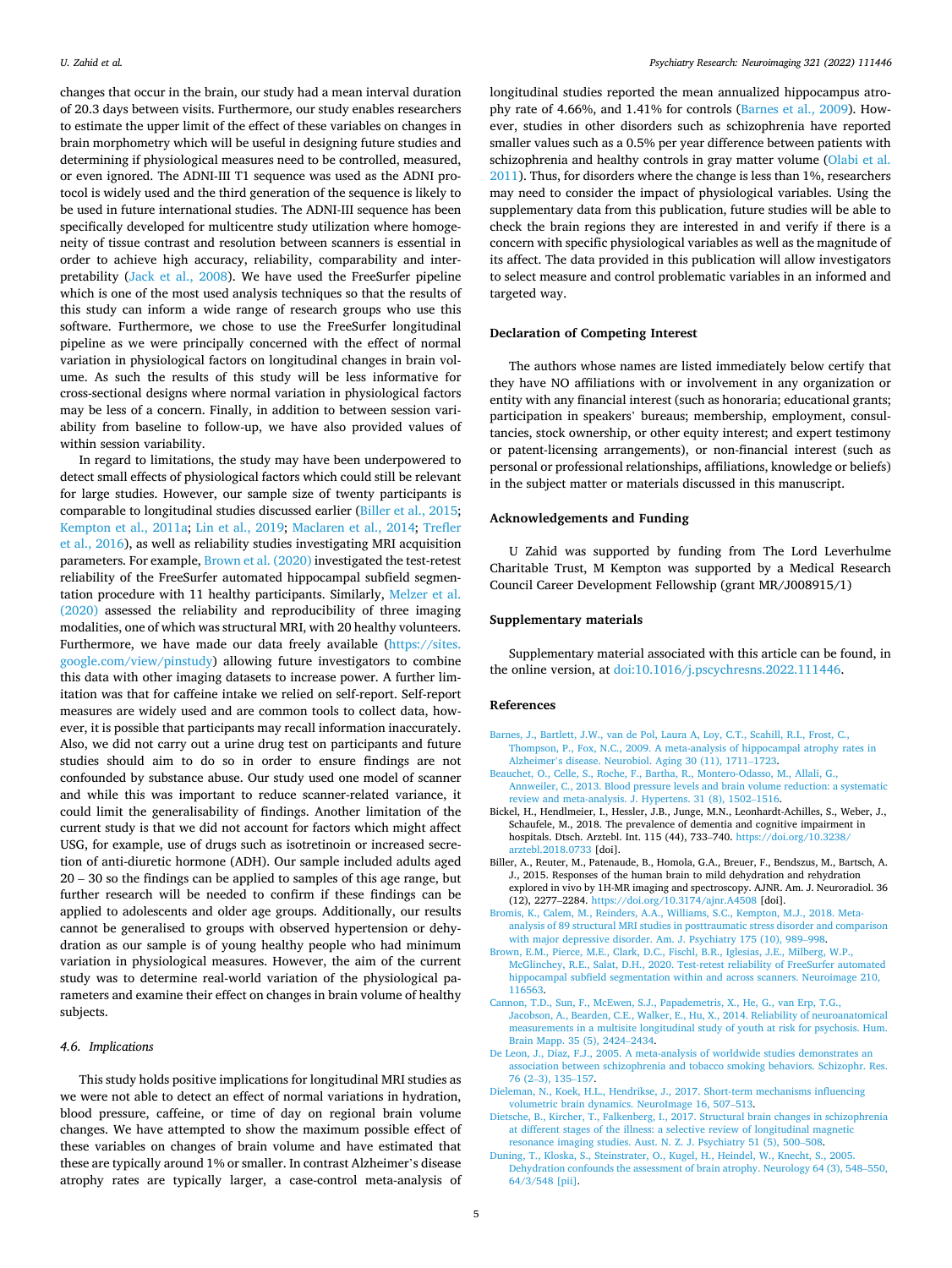changes that occur in the brain, our study had a mean interval duration of 20.3 days between visits. Furthermore, our study enables researchers to estimate the upper limit of the effect of these variables on changes in brain morphometry which will be useful in designing future studies and determining if physiological measures need to be controlled, measured, or even ignored. The ADNI-III T1 sequence was used as the ADNI protocol is widely used and the third generation of the sequence is likely to be used in future international studies. The ADNI-III sequence has been specifically developed for multicentre study utilization where homogeneity of tissue contrast and resolution between scanners is essential in order to achieve high accuracy, reliability, comparability and interpretability (Jack et al., 2008). We have used the FreeSurfer pipeline which is one of the most used analysis techniques so that the results of this study can inform a wide range of research groups who use this software. Furthermore, we chose to use the FreeSurfer longitudinal pipeline as we were principally concerned with the effect of normal variation in physiological factors on longitudinal changes in brain volume. As such the results of this study will be less informative for cross-sectional designs where normal variation in physiological factors may be less of a concern. Finally, in addition to between session variability from baseline to follow-up, we have also provided values of within session variability.

In regard to limitations, the study may have been underpowered to detect small effects of physiological factors which could still be relevant for large studies. However, our sample size of twenty participants is comparable to longitudinal studies discussed earlier (Biller et al., 2015; Kempton et al., 2011a; Lin et al., 2019; Maclaren et al., 2014; Trefler et al., 2016), as well as reliability studies investigating MRI acquisition parameters. For example, Brown et al. (2020) investigated the test-retest reliability of the FreeSurfer automated hippocampal subfield segmentation procedure with 11 healthy participants. Similarly, Melzer et al. (2020) assessed the reliability and reproducibility of three imaging modalities, one of which was structural MRI, with 20 healthy volunteers. Furthermore, we have made our data freely available (https://sites.google.com/view/pinstudy) allowing future investigators to combine this data with other imaging datasets to increase power. A further limitation was that for caffeine intake we relied on self-report. Self-report measures are widely used and are common tools to collect data, however, it is possible that participants may recall information inaccurately. Also, we did not carry out a urine drug test on participants and future studies should aim to do so in order to ensure findings are not confounded by substance abuse. Our study used one model of scanner and while this was important to reduce scanner-related variance, it could limit the generalisability of findings. Another limitation of the current study is that we did not account for factors which might affect USG, for example, use of drugs such as isotretinoin or increased secretion of anti-diuretic hormone (ADH). Our sample included adults aged 20 – 30 so the findings can be applied to samples of this age range, but further research will be needed to confirm if these findings can be applied to adolescents and older age groups. Additionally, our results cannot be generalised to groups with observed hypertension or dehydration as our sample is of young healthy people who had minimum variation in physiological measures. However, the aim of the current study was to determine real-world variation of the physiological parameters and examine their effect on changes in brain volume of healthy subjects.

### 4.6. Implications

This study holds positive implications for longitudinal MRI studies as we were not able to detect an effect of normal variations in hydration, blood pressure, caffeine, or time of day on regional brain volume changes. We have attempted to show the maximum possible effect of these variables on changes of brain volume and have estimated that these are typically around 1% or smaller. In contrast Alzheimer's disease atrophy rates are typically larger, a case-control meta-analysis of longitudinal studies reported the mean annualized hippocampus atrophy rate of 4.66%, and 1.41% for controls (Barnes et al., 2009). However, studies in other disorders such as schizophrenia have reported smaller values such as a 0.5% per year difference between patients with schizophrenia and healthy controls in gray matter volume (Olabi et al. 2011). Thus, for disorders where the change is less than 1%, researchers may need to consider the impact of physiological variables. Using the supplementary data from this publication, future studies will be able to check the brain regions they are interested in and verify if there is a concern with specific physiological variables as well as the magnitude of its affect. The data provided in this publication will allow investigators to select measure and control problematic variables in an informed and targeted way.

## Declaration of Competing Interest

The authors whose names are listed immediately below certify that they have NO affiliations with or involvement in any organization or entity with any financial interest (such as honoraria; educational grants; participation in speakers' bureaus; membership, employment, consultancies, stock ownership, or other equity interest; and expert testimony or patent-licensing arrangements), or non-financial interest (such as personal or professional relationships, affiliations, knowledge or beliefs) in the subject matter or materials discussed in this manuscript.

## Acknowledgements and Funding

U Zahid was supported by funding from The Lord Leverhulme Charitable Trust, M Kempton was supported by a Medical Research Council Career Development Fellowship (grant MR/J008915/1)

## Supplementary materials

Supplementary material associated with this article can be found, in the online version, at doi:10.1016/j.pscychresns.2022.111446.

## References

Barnes, J., Bartlett, J.W., van de Pol, Laura A, Loy, C.T., Scahill, R.I., Frost, C., Thompson, P., Fox, N.C., 2009. A meta-analysis of hippocampal atrophy rates in Alzheimer's disease. Neurobiol. Aging 30 (11), 1711–1723.

Beauchet, O., Celle, S., Roche, F., Bartha, R., Montero-Odasso, M., Allali, G., Annweiler, C., 2013. Blood pressure levels and brain volume reduction: a systematic review and meta-analysis. J. Hypertens. 31 (8), 1502–1516.

Bickel, H., Hendlmeier, I., Hessler, J.B., Junge, M.N., Leonhardt-Achilles, S., Weber, J., Schaufele, M., 2018. The prevalence of dementia and cognitive impairment in hospitals. Dtsch. Arztebl. Int. 115 (44), 733–740. https://doi.org/10.3238/arztebl.2018.0733 [doi].

Biller, A., Reuter, M., Patenaude, B., Homola, G.A., Breuer, F., Bendszus, M., Bartsch, A. J., 2015. Responses of the human brain to mild dehydration and rehydration explored in vivo by 1H-MR imaging and spectroscopy. AJNR. Am. J. Neuroradiol. 36 (12), 2277–2284. https://doi.org/10.3174/ajnr.A4508 [doi].

Bromis, K., Calem, M., Reinders, A.A., Williams, S.C., Kempton, M.J., 2018. Meta-analysis of 89 structural MRI studies in posttraumatic stress disorder and comparison with major depressive disorder. Am. J. Psychiatry 175 (10), 989–998.

Brown, E.M., Pierce, M.E., Clark, D.C., Fischl, B.R., Iglesias, J.E., Milberg, W.P., McGlinchey, R.E., Salat, D.H., 2020. Test-retest reliability of FreeSurfer automated hippocampal subfield segmentation within and across scanners. Neuroimage 210, 116563.

Cannon, T.D., Sun, F., McEwen, S.J., Papademetris, X., He, G., van Erp, T.G., Jacobson, A., Bearden, C.E., Walker, E., Hu, X., 2014. Reliability of neuroanatomical measurements in a multisite longitudinal study of youth at risk for psychosis. Hum. Brain Mapp. 35 (5), 2424–2434.

De Leon, J., Diaz, F.J., 2005. A meta-analysis of worldwide studies demonstrates an association between schizophrenia and tobacco smoking behaviors. Schizophr. Res. 76 (2–3), 135–157.

Dieleman, N., Koek, H.L., Hendrikse, J., 2017. Short-term mechanisms influencing volumetric brain dynamics. NeuroImage 16, 507–513.

Dietsche, B., Kircher, T., Falkenberg, I., 2017. Structural brain changes in schizophrenia at different stages of the illness: a selective review of longitudinal magnetic resonance imaging studies. Aust. N. Z. J. Psychiatry 51 (5), 500–508.

Duning, T., Kloska, S., Steinstrater, O., Kugel, H., Heindel, W., Knecht, S., 2005. Dehydration confounds the assessment of brain atrophy. Neurology 64 (3), 548–550, 64/3/548 [pii].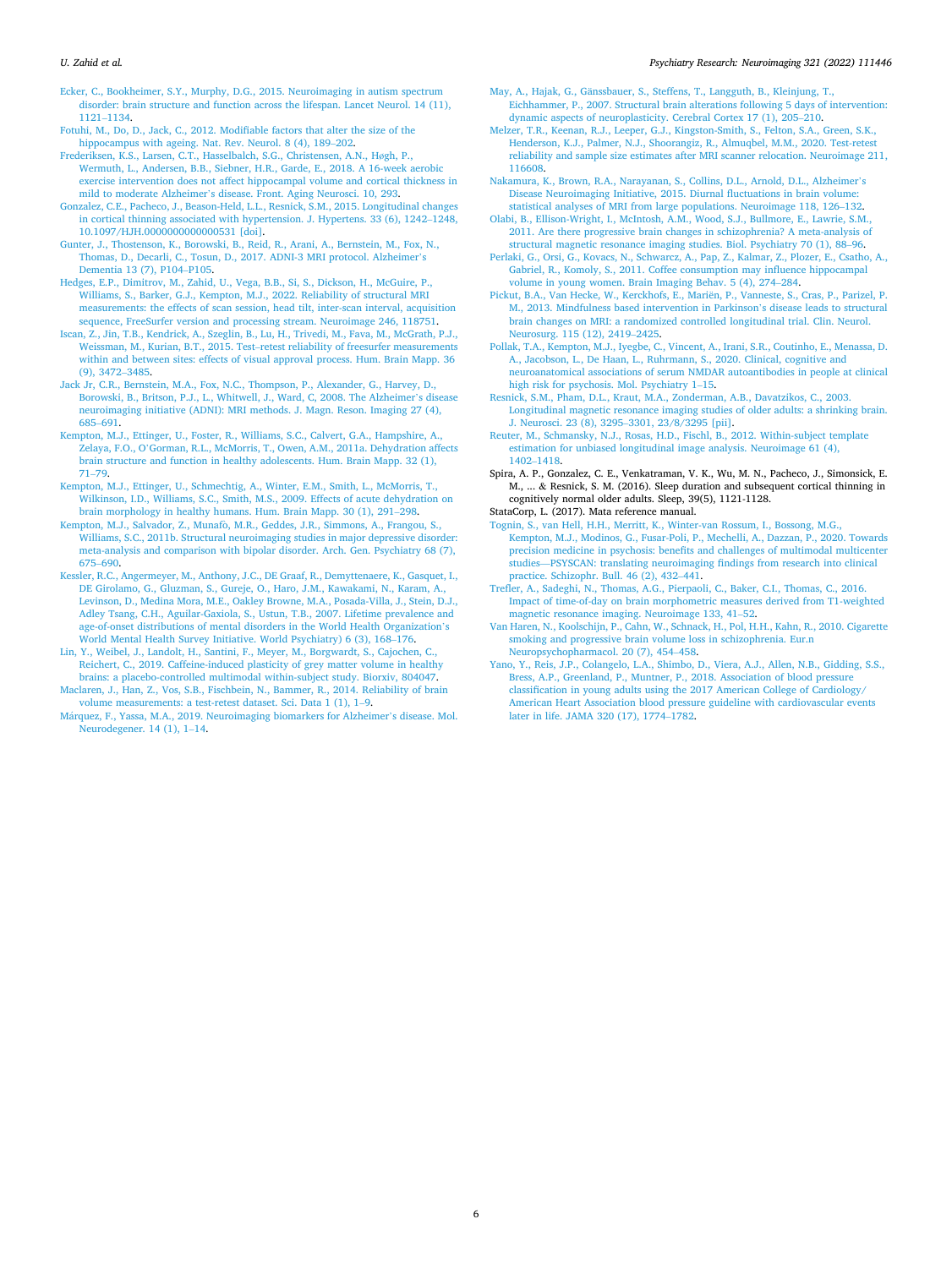Ecker, C., Bookheimer, S.Y., Murphy, D.G., 2015. Neuroimaging in autism spectrum disorder: brain structure and function across the lifespan. Lancet Neurol. 14 (11), 1121–1134.

Fotuhi, M., Do, D., Jack, C., 2012. Modifiable factors that alter the size of the hippocampus with ageing. Nat. Rev. Neurol. 8 (4), 189–202.

Frederiksen, K.S., Larsen, C.T., Hasselbalch, S.G., Christensen, A.N., Høgh, P., Wermuth, L., Andersen, B.B., Siebner, H.R., Garde, E., 2018. A 16-week aerobic exercise intervention does not affect hippocampal volume and cortical thickness in mild to moderate Alzheimer's disease. Front. Aging Neurosci. 10, 293.

Gonzalez, C.E., Pacheco, J., Beason-Held, L.L., Resnick, S.M., 2015. Longitudinal changes in cortical thinning associated with hypertension. J. Hypertens. 33 (6), 1242–1248, 10.1097/HJH.0000000000000531 [doi].

Gunter, J., Thostenson, K., Borowski, B., Reid, R., Arani, A., Bernstein, M., Fox, N., Thomas, D., Decarli, C., Tosun, D., 2017. ADNI-3 MRI protocol. Alzheimer's Dementia 13 (7), P104–P105.

Hedges, E.P., Dimitrov, M., Zahid, U., Vega, B.B., Si, S., Dickson, H., McGuire, P., Williams, S., Barker, G.J., Kempton, M.J., 2022. Reliability of structural MRI measurements: the effects of scan session, head tilt, inter-scan interval, acquisition sequence, FreeSurfer version and processing stream. Neuroimage 246, 118751.

Iscan, Z., Jin, T.B., Kendrick, A., Szeglin, B., Lu, H., Trivedi, M., Fava, M., McGrath, P.J., Weissman, M., Kurian, B.T., 2015. Test–retest reliability of freesurfer measurements within and between sites: effects of visual approval process. Hum. Brain Mapp. 36 (9), 3472–3485.

Jack Jr, C.R., Bernstein, M.A., Fox, N.C., Thompson, P., Alexander, G., Harvey, D., Borowski, B., Britson, P.J., L., Whitwell, J., Ward, C, 2008. The Alzheimer's disease neuroimaging initiative (ADNI): MRI methods. J. Magn. Reson. Imaging 27 (4), 685–691.

Kempton, M.J., Ettinger, U., Foster, R., Williams, S.C., Calvert, G.A., Hampshire, A., Zelaya, F.O., O'Gorman, R.L., McMorris, T., Owen, A.M., 2011a. Dehydration affects brain structure and function in healthy adolescents. Hum. Brain Mapp. 32 (1), 71–79.

Kempton, M.J., Ettinger, U., Schmechtig, A., Winter, E.M., Smith, L., McMorris, T., Wilkinson, I.D., Williams, S.C., Smith, M.S., 2009. Effects of acute dehydration on brain morphology in healthy humans. Hum. Brain Mapp. 30 (1), 291–298.

Kempton, M.J., Salvador, Z., Munafò, M.R., Geddes, J.R., Simmons, A., Frangou, S., Williams, S.C., 2011b. Structural neuroimaging studies in major depressive disorder: meta-analysis and comparison with bipolar disorder. Arch. Gen. Psychiatry 68 (7), 675–690.

Kessler, R.C., Angermeyer, M., Anthony, J.C., DE Graaf, R., Demyttenaere, K., Gasquet, I., DE Girolamo, G., Gluzman, S., Gureje, O., Haro, J.M., Kawakami, N., Karam, A., Levinson, D., Medina Mora, M.E., Oakley Browne, M.A., Posada-Villa, J., Stein, D.J., Adley Tsang, C.H., Aguilar-Gaxiola, S., Ustun, T.B., 2007. Lifetime prevalence and age-of-onset distributions of mental disorders in the World Health Organization's World Mental Health Survey Initiative. World Psychiatry) 6 (3), 168–176.

Lin, Y., Weibel, J., Landolt, H., Santini, F., Meyer, M., Borgwardt, S., Cajochen, C., Reichert, C., 2019. Caffeine-induced plasticity of grey matter volume in healthy brains: a placebo-controlled multimodal within-subject study. Biorxiv, 804047.

Maclaren, J., Han, Z., Vos, S.B., Fischbein, N., Bammer, R., 2014. Reliability of brain volume measurements: a test-retest dataset. Sci. Data 1 (1), 1–9.

Márquez, F., Yassa, M.A., 2019. Neuroimaging biomarkers for Alzheimer's disease. Mol. Neurodegener. 14 (1), 1–14.

May, A., Hajak, G., Gänssbauer, S., Steffens, T., Langguth, B., Kleinjung, T., Eichhammer, P., 2007. Structural brain alterations following 5 days of intervention: dynamic aspects of neuroplasticity. Cerebral Cortex 17 (1), 205–210.

Melzer, T.R., Keenan, R.J., Leeper, G.J., Kingston-Smith, S., Felton, S.A., Green, S.K., Henderson, K.J., Palmer, N.J., Shoorangiz, R., Almuqbel, M.M., 2020. Test-retest reliability and sample size estimates after MRI scanner relocation. Neuroimage 211, 116608.

Nakamura, K., Brown, R.A., Narayanan, S., Collins, D.L., Arnold, D.L., Alzheimer's Disease Neuroimaging Initiative, 2015. Diurnal fluctuations in brain volume: statistical analyses of MRI from large populations. Neuroimage 118, 126–132.

Olabi, B., Ellison-Wright, I., McIntosh, A.M., Wood, S.J., Bullmore, E., Lawrie, S.M., 2011. Are there progressive brain changes in schizophrenia? A meta-analysis of structural magnetic resonance imaging studies. Biol. Psychiatry 70 (1), 88–96.

Perlaki, G., Orsi, G., Kovacs, N., Schwarcz, A., Pap, Z., Kalmar, Z., Plozer, E., Csatho, A., Gabriel, R., Komoly, S., 2011. Coffee consumption may influence hippocampal volume in young women. Brain Imaging Behav. 5 (4), 274–284.

Pickut, B.A., Van Hecke, W., Kerckhofs, E., Mariën, P., Vanneste, S., Cras, P., Parizel, P. M., 2013. Mindfulness based intervention in Parkinson's disease leads to structural brain changes on MRI: a randomized controlled longitudinal trial. Clin. Neurol. Neurosurg. 115 (12), 2419–2425.

Pollak, T.A., Kempton, M.J., Iyegbe, C., Vincent, A., Irani, S.R., Coutinho, E., Menassa, D. A., Jacobson, L., De Haan, L., Ruhrmann, S., 2020. Clinical, cognitive and neuroanatomical associations of serum NMDAR autoantibodies in people at clinical high risk for psychosis. Mol. Psychiatry 1–15.

Resnick, S.M., Pham, D.L., Kraut, M.A., Zonderman, A.B., Davatzikos, C., 2003. Longitudinal magnetic resonance imaging studies of older adults: a shrinking brain. J. Neurosci. 23 (8), 3295–3301, 23/8/3295 [pii].

Reuter, M., Schmansky, N.J., Rosas, H.D., Fischl, B., 2012. Within-subject template estimation for unbiased longitudinal image analysis. Neuroimage 61 (4), 1402–1418.

Spira, A. P., Gonzalez, C. E., Venkatraman, V. K., Wu, M. N., Pacheco, J., Simonsick, E. M., ... & Resnick, S. M. (2016). Sleep duration and subsequent cortical thinning in cognitively normal older adults. Sleep, 39(5), 1121-1128.

StataCorp, L. (2017). Mata reference manual.

Tognin, S., van Hell, H.H., Merritt, K., Winter-van Rossum, I., Bossong, M.G., Kempton, M.J., Modinos, G., Fusar-Poli, P., Mechelli, A., Dazzan, P., 2020. Towards precision medicine in psychosis: benefits and challenges of multimodal multicenter studies—PSYSCAN: translating neuroimaging findings from research into clinical practice. Schizophr. Bull. 46 (2), 432–441.

Trefler, A., Sadeghi, N., Thomas, A.G., Pierpaoli, C., Baker, C.I., Thomas, C., 2016. Impact of time-of-day on brain morphometric measures derived from T1-weighted magnetic resonance imaging. Neuroimage 133, 41–52.

Van Haren, N., Koolschijn, P., Cahn, W., Schnack, H., Pol, H.H., Kahn, R., 2010. Cigarette smoking and progressive brain volume loss in schizophrenia. Eur.n Neuropsychopharmacol. 20 (7), 454–458.

Yano, Y., Reis, J.P., Colangelo, L.A., Shimbo, D., Viera, A.J., Allen, N.B., Gidding, S.S., Bress, A.P., Greenland, P., Muntner, P., 2018. Association of blood pressure classification in young adults using the 2017 American College of Cardiology/American Heart Association blood pressure guideline with cardiovascular events later in life. JAMA 320 (17), 1774–1782.